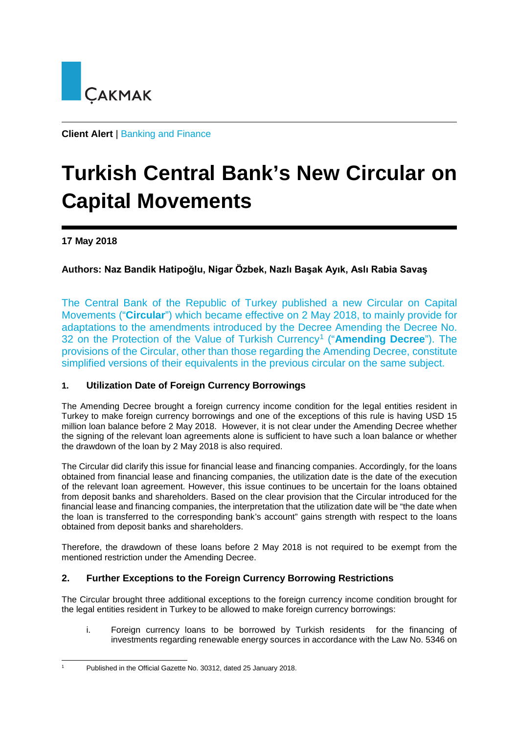ÇAKMAK

**Client Alert** | Banking and Finance

# Turkish Central Bank's New Circular on Capital Movements

**17 May 2018**

**Authors: Naz Bandik Hatipoğlu, Nigar Özbek, Nazlı Başak Ayık, Aslı Rabia Savaş**

The Central Bank of the Republic of Turkey published a new Circular on Capital Movements ("**Circular**") which became effective on 2 May 2018, to mainly provide for adaptations to the amendments introduced by the Decree Amending the Decree No. 32 on the Protection of the Value of Turkish Currency[1] ("**Amending Decree**"). The provisions of the Circular, other than those regarding the Amending Decree, constitute simplified versions of their equivalents in the previous circular on the same subject.

## 1. Utilization Date of Foreign Currency Borrowings

The Amending Decree brought a foreign currency income condition for the legal entities resident in Turkey to make foreign currency borrowings and one of the exceptions of this rule is having USD 15 million loan balance before 2 May 2018. However, it is not clear under the Amending Decree whether the signing of the relevant loan agreements alone is sufficient to have such a loan balance or whether the drawdown of the loan by 2 May 2018 is also required.

The Circular did clarify this issue for financial lease and financing companies. Accordingly, for the loans obtained from financial lease and financing companies, the utilization date is the date of the execution of the relevant loan agreement. However, this issue continues to be uncertain for the loans obtained from deposit banks and shareholders. Based on the clear provision that the Circular introduced for the financial lease and financing companies, the interpretation that the utilization date will be "the date when the loan is transferred to the corresponding bank's account" gains strength with respect to the loans obtained from deposit banks and shareholders.

Therefore, the drawdown of these loans before 2 May 2018 is not required to be exempt from the mentioned restriction under the Amending Decree.

## 2. Further Exceptions to the Foreign Currency Borrowing Restrictions

The Circular brought three additional exceptions to the foreign currency income condition brought for the legal entities resident in Turkey to be allowed to make foreign currency borrowings:

i. Foreign currency loans to be borrowed by Turkish residents for the financing of investments regarding renewable energy sources in accordance with the Law No. 5346 on

---

[1] Published in the Official Gazette No. 30312, dated 25 January 2018.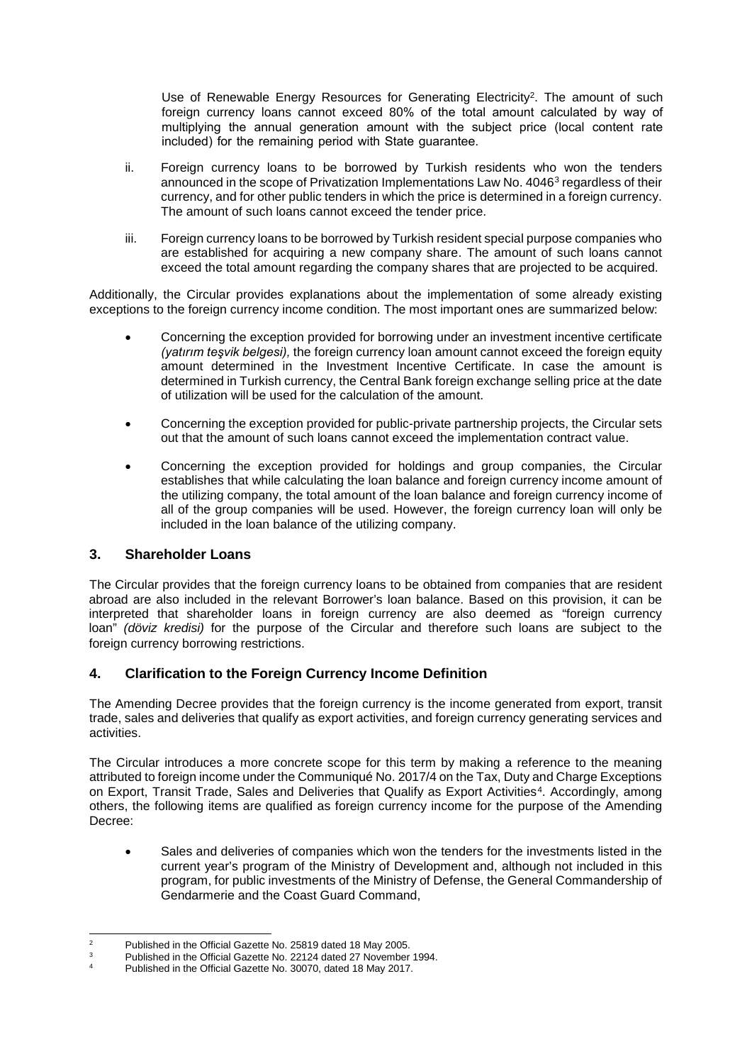Use of Renewable Energy Resources for Generating Electricity[2]. The amount of such foreign currency loans cannot exceed 80% of the total amount calculated by way of multiplying the annual generation amount with the subject price (local content rate included) for the remaining period with State guarantee.

ii. Foreign currency loans to be borrowed by Turkish residents who won the tenders announced in the scope of Privatization Implementations Law No. 4046[3] regardless of their currency, and for other public tenders in which the price is determined in a foreign currency. The amount of such loans cannot exceed the tender price.

iii. Foreign currency loans to be borrowed by Turkish resident special purpose companies who are established for acquiring a new company share. The amount of such loans cannot exceed the total amount regarding the company shares that are projected to be acquired.

Additionally, the Circular provides explanations about the implementation of some already existing exceptions to the foreign currency income condition. The most important ones are summarized below:

- Concerning the exception provided for borrowing under an investment incentive certificate *(yatırım teşvik belgesi),* the foreign currency loan amount cannot exceed the foreign equity amount determined in the Investment Incentive Certificate. In case the amount is determined in Turkish currency, the Central Bank foreign exchange selling price at the date of utilization will be used for the calculation of the amount.
- Concerning the exception provided for public-private partnership projects, the Circular sets out that the amount of such loans cannot exceed the implementation contract value.
- Concerning the exception provided for holdings and group companies, the Circular establishes that while calculating the loan balance and foreign currency income amount of the utilizing company, the total amount of the loan balance and foreign currency income of all of the group companies will be used. However, the foreign currency loan will only be included in the loan balance of the utilizing company.

## 3. Shareholder Loans

The Circular provides that the foreign currency loans to be obtained from companies that are resident abroad are also included in the relevant Borrower's loan balance. Based on this provision, it can be interpreted that shareholder loans in foreign currency are also deemed as "foreign currency loan" *(döviz kredisi)* for the purpose of the Circular and therefore such loans are subject to the foreign currency borrowing restrictions.

## 4. Clarification to the Foreign Currency Income Definition

The Amending Decree provides that the foreign currency is the income generated from export, transit trade, sales and deliveries that qualify as export activities, and foreign currency generating services and activities.

The Circular introduces a more concrete scope for this term by making a reference to the meaning attributed to foreign income under the Communiqué No. 2017/4 on the Tax, Duty and Charge Exceptions on Export, Transit Trade, Sales and Deliveries that Qualify as Export Activities[4]. Accordingly, among others, the following items are qualified as foreign currency income for the purpose of the Amending Decree:

- Sales and deliveries of companies which won the tenders for the investments listed in the current year's program of the Ministry of Development and, although not included in this program, for public investments of the Ministry of Defense, the General Commandership of Gendarmerie and the Coast Guard Command,

---

[2] Published in the Official Gazette No. 25819 dated 18 May 2005.

[3] Published in the Official Gazette No. 22124 dated 27 November 1994.

[4] Published in the Official Gazette No. 30070, dated 18 May 2017.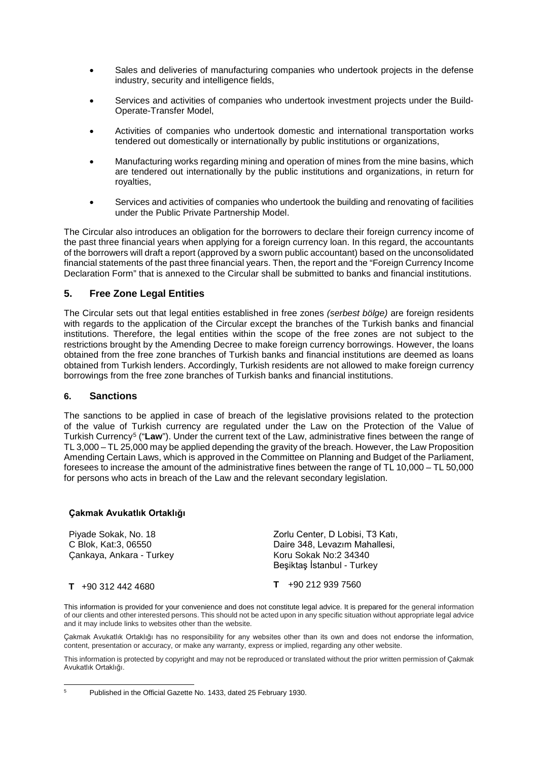- Sales and deliveries of manufacturing companies who undertook projects in the defense industry, security and intelligence fields,
- Services and activities of companies who undertook investment projects under the Build-Operate-Transfer Model,
- Activities of companies who undertook domestic and international transportation works tendered out domestically or internationally by public institutions or organizations,
- Manufacturing works regarding mining and operation of mines from the mine basins, which are tendered out internationally by the public institutions and organizations, in return for royalties,
- Services and activities of companies who undertook the building and renovating of facilities under the Public Private Partnership Model.

The Circular also introduces an obligation for the borrowers to declare their foreign currency income of the past three financial years when applying for a foreign currency loan. In this regard, the accountants of the borrowers will draft a report (approved by a sworn public accountant) based on the unconsolidated financial statements of the past three financial years. Then, the report and the "Foreign Currency Income Declaration Form" that is annexed to the Circular shall be submitted to banks and financial institutions.

## 5. Free Zone Legal Entities

The Circular sets out that legal entities established in free zones *(serbest bölge)* are foreign residents with regards to the application of the Circular except the branches of the Turkish banks and financial institutions. Therefore, the legal entities within the scope of the free zones are not subject to the restrictions brought by the Amending Decree to make foreign currency borrowings. However, the loans obtained from the free zone branches of Turkish banks and financial institutions are deemed as loans obtained from Turkish lenders. Accordingly, Turkish residents are not allowed to make foreign currency borrowings from the free zone branches of Turkish banks and financial institutions.

## 6. Sanctions

The sanctions to be applied in case of breach of the legislative provisions related to the protection of the value of Turkish currency are regulated under the Law on the Protection of the Value of Turkish Currency[5] ("**Law**"). Under the current text of the Law, administrative fines between the range of TL 3,000 – TL 25,000 may be applied depending the gravity of the breach. However, the Law Proposition Amending Certain Laws, which is approved in the Committee on Planning and Budget of the Parliament, foresees to increase the amount of the administrative fines between the range of TL 10,000 – TL 50,000 for persons who acts in breach of the Law and the relevant secondary legislation.

**Çakmak Avukatlık Ortaklığı**

Piyade Sokak, No. 18
C Blok, Kat:3, 06550
Çankaya, Ankara - Turkey

**T** +90 312 442 4680

Zorlu Center, D Lobisi, T3 Katı,
Daire 348, Levazım Mahallesi,
Koru Sokak No:2 34340
Beşiktaş İstanbul - Turkey

**T** +90 212 939 7560

This information is provided for your convenience and does not constitute legal advice. It is prepared for the general information of our clients and other interested persons. This should not be acted upon in any specific situation without appropriate legal advice and it may include links to websites other than the website.

Çakmak Avukatlık Ortaklığı has no responsibility for any websites other than its own and does not endorse the information, content, presentation or accuracy, or make any warranty, express or implied, regarding any other website.

This information is protected by copyright and may not be reproduced or translated without the prior written permission of Çakmak Avukatlık Ortaklığı.

[5] Published in the Official Gazette No. 1433, dated 25 February 1930.